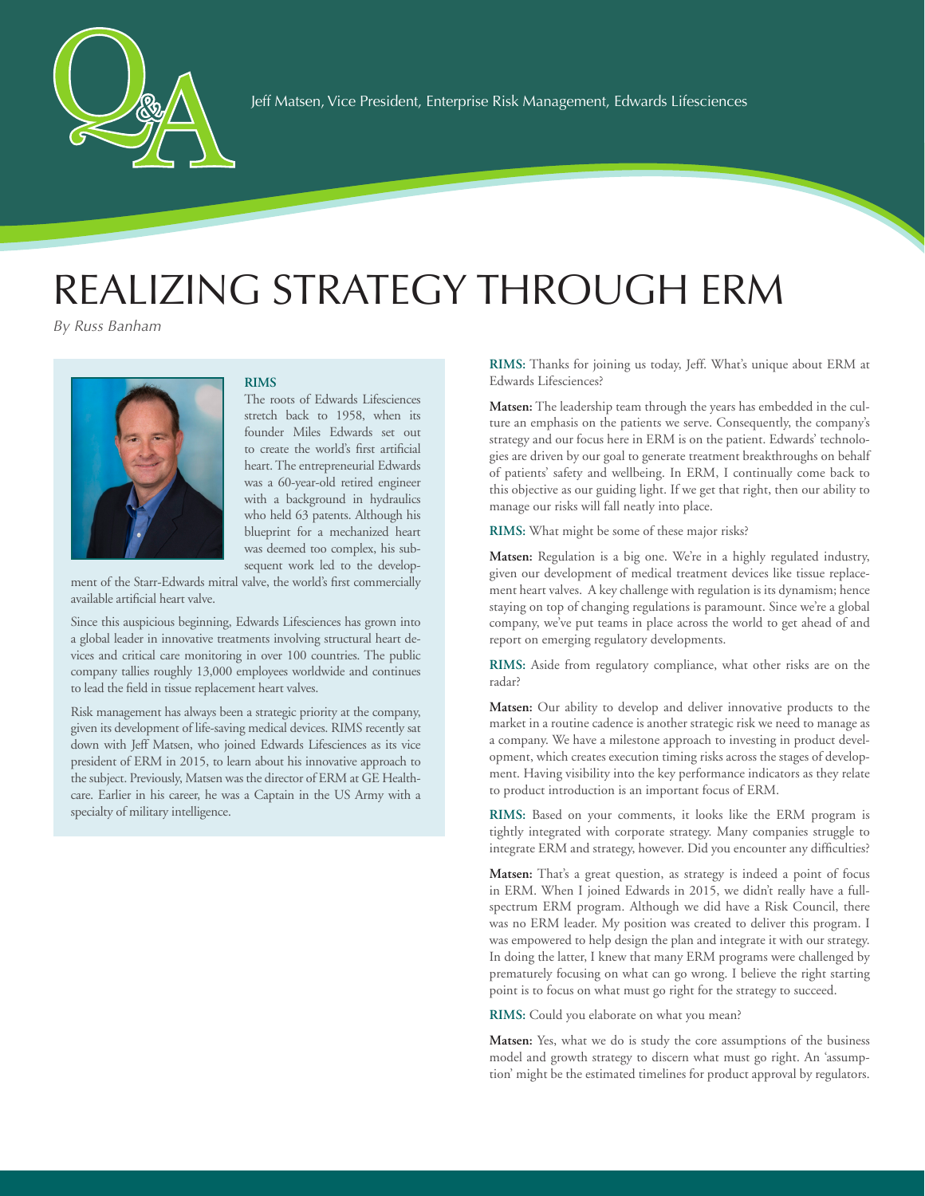Jeff Matsen, Vice President, Enterprise Risk Management, Edwards Lifesciences

# REALIZING STRATEGY THROUGH ERM

*By Russ Banham*

**RIMS**

The roots of Edwards Lifesciences stretch back to 1958, when its founder Miles Edwards set out to create the world's first artificial heart. The entrepreneurial Edwards was a 60-year-old retired engineer with a background in hydraulics who held 63 patents. Although his blueprint for a mechanized heart was deemed too complex, his subsequent work led to the development of the Starr-Edwards mitral valve, the world's first commercially available artificial heart valve.

Since this auspicious beginning, Edwards Lifesciences has grown into a global leader in innovative treatments involving structural heart devices and critical care monitoring in over 100 countries. The public company tallies roughly 13,000 employees worldwide and continues to lead the field in tissue replacement heart valves.

Risk management has always been a strategic priority at the company, given its development of life-saving medical devices. RIMS recently sat down with Jeff Matsen, who joined Edwards Lifesciences as its vice president of ERM in 2015, to learn about his innovative approach to the subject. Previously, Matsen was the director of ERM at GE Healthcare. Earlier in his career, he was a Captain in the US Army with a specialty of military intelligence.

**RIMS:** Thanks for joining us today, Jeff. What's unique about ERM at Edwards Lifesciences?

**Matsen:** The leadership team through the years has embedded in the culture an emphasis on the patients we serve. Consequently, the company's strategy and our focus here in ERM is on the patient. Edwards' technologies are driven by our goal to generate treatment breakthroughs on behalf of patients' safety and wellbeing. In ERM, I continually come back to this objective as our guiding light. If we get that right, then our ability to manage our risks will fall neatly into place.

**RIMS:** What might be some of these major risks?

**Matsen:** Regulation is a big one. We're in a highly regulated industry, given our development of medical treatment devices like tissue replacement heart valves. A key challenge with regulation is its dynamism; hence staying on top of changing regulations is paramount. Since we're a global company, we've put teams in place across the world to get ahead of and report on emerging regulatory developments.

**RIMS:** Aside from regulatory compliance, what other risks are on the radar?

**Matsen:** Our ability to develop and deliver innovative products to the market in a routine cadence is another strategic risk we need to manage as a company. We have a milestone approach to investing in product development, which creates execution timing risks across the stages of development. Having visibility into the key performance indicators as they relate to product introduction is an important focus of ERM.

**RIMS:** Based on your comments, it looks like the ERM program is tightly integrated with corporate strategy. Many companies struggle to integrate ERM and strategy, however. Did you encounter any difficulties?

**Matsen:** That's a great question, as strategy is indeed a point of focus in ERM. When I joined Edwards in 2015, we didn't really have a full-spectrum ERM program. Although we did have a Risk Council, there was no ERM leader. My position was created to deliver this program. I was empowered to help design the plan and integrate it with our strategy. In doing the latter, I knew that many ERM programs were challenged by prematurely focusing on what can go wrong. I believe the right starting point is to focus on what must go right for the strategy to succeed.

**RIMS:** Could you elaborate on what you mean?

**Matsen:** Yes, what we do is study the core assumptions of the business model and growth strategy to discern what must go right. An 'assumption' might be the estimated timelines for product approval by regulators.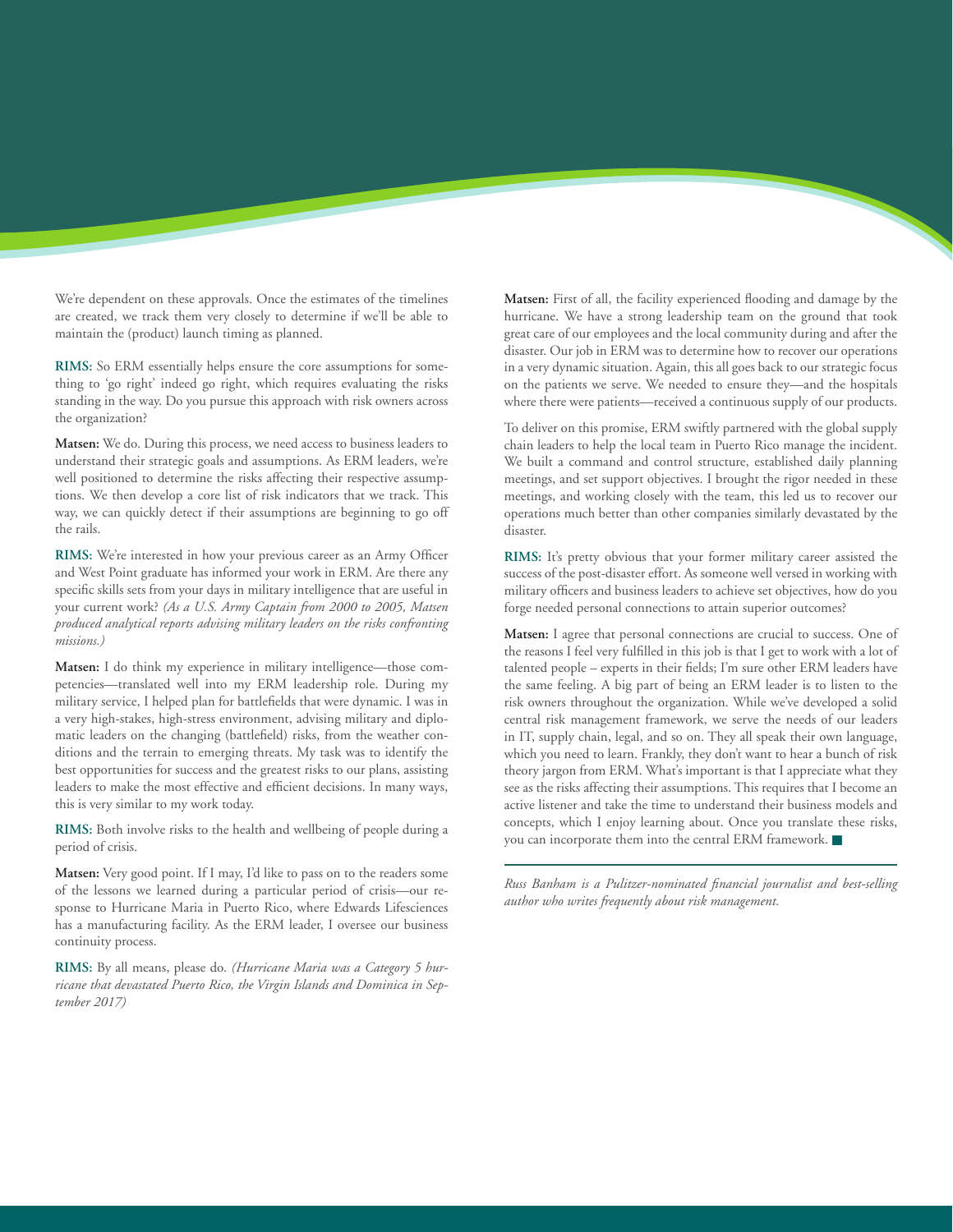We're dependent on these approvals. Once the estimates of the timelines are created, we track them very closely to determine if we'll be able to maintain the (product) launch timing as planned.

**RIMS:** So ERM essentially helps ensure the core assumptions for something to 'go right' indeed go right, which requires evaluating the risks standing in the way. Do you pursue this approach with risk owners across the organization?

**Matsen:** We do. During this process, we need access to business leaders to understand their strategic goals and assumptions. As ERM leaders, we're well positioned to determine the risks affecting their respective assumptions. We then develop a core list of risk indicators that we track. This way, we can quickly detect if their assumptions are beginning to go off the rails.

**RIMS:** We're interested in how your previous career as an Army Officer and West Point graduate has informed your work in ERM. Are there any specific skills sets from your days in military intelligence that are useful in your current work? *(As a U.S. Army Captain from 2000 to 2005, Matsen produced analytical reports advising military leaders on the risks confronting missions.)*

**Matsen:** I do think my experience in military intelligence—those competencies—translated well into my ERM leadership role. During my military service, I helped plan for battlefields that were dynamic. I was in a very high-stakes, high-stress environment, advising military and diplomatic leaders on the changing (battlefield) risks, from the weather conditions and the terrain to emerging threats. My task was to identify the best opportunities for success and the greatest risks to our plans, assisting leaders to make the most effective and efficient decisions. In many ways, this is very similar to my work today.

**RIMS:** Both involve risks to the health and wellbeing of people during a period of crisis.

**Matsen:** Very good point. If I may, I'd like to pass on to the readers some of the lessons we learned during a particular period of crisis—our response to Hurricane Maria in Puerto Rico, where Edwards Lifesciences has a manufacturing facility. As the ERM leader, I oversee our business continuity process.

**RIMS:** By all means, please do. *(Hurricane Maria was a Category 5 hurricane that devastated Puerto Rico, the Virgin Islands and Dominica in September 2017)*

**Matsen:** First of all, the facility experienced flooding and damage by the hurricane. We have a strong leadership team on the ground that took great care of our employees and the local community during and after the disaster. Our job in ERM was to determine how to recover our operations in a very dynamic situation. Again, this all goes back to our strategic focus on the patients we serve. We needed to ensure they—and the hospitals where there were patients—received a continuous supply of our products.

To deliver on this promise, ERM swiftly partnered with the global supply chain leaders to help the local team in Puerto Rico manage the incident. We built a command and control structure, established daily planning meetings, and set support objectives. I brought the rigor needed in these meetings, and working closely with the team, this led us to recover our operations much better than other companies similarly devastated by the disaster.

**RIMS:** It's pretty obvious that your former military career assisted the success of the post-disaster effort. As someone well versed in working with military officers and business leaders to achieve set objectives, how do you forge needed personal connections to attain superior outcomes?

**Matsen:** I agree that personal connections are crucial to success. One of the reasons I feel very fulfilled in this job is that I get to work with a lot of talented people – experts in their fields; I'm sure other ERM leaders have the same feeling. A big part of being an ERM leader is to listen to the risk owners throughout the organization. While we've developed a solid central risk management framework, we serve the needs of our leaders in IT, supply chain, legal, and so on. They all speak their own language, which you need to learn. Frankly, they don't want to hear a bunch of risk theory jargon from ERM. What's important is that I appreciate what they see as the risks affecting their assumptions. This requires that I become an active listener and take the time to understand their business models and concepts, which I enjoy learning about. Once you translate these risks, you can incorporate them into the central ERM framework. ■

---

*Russ Banham is a Pulitzer-nominated financial journalist and best-selling author who writes frequently about risk management.*